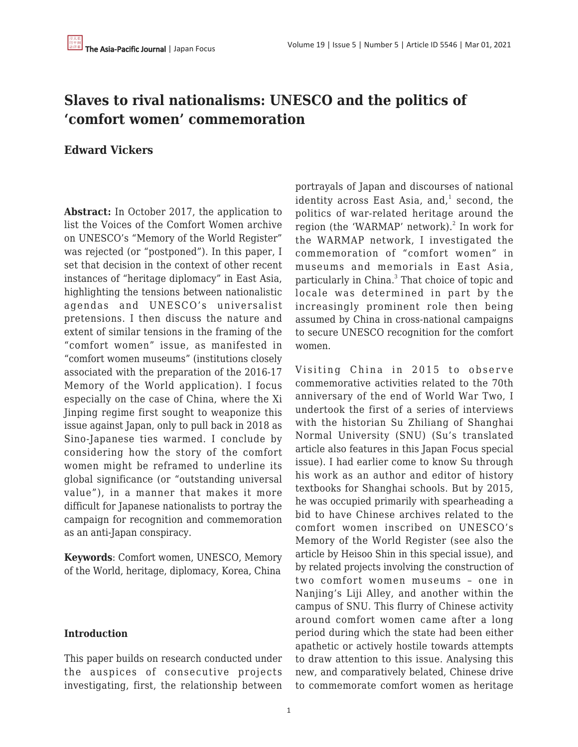# Slaves to rival nationalisms: UNESCO and the politics of 'comfort women' commemoration

**Edward Vickers**

**Abstract:** In October 2017, the application to list the Voices of the Comfort Women archive on UNESCO's "Memory of the World Register" was rejected (or "postponed"). In this paper, I set that decision in the context of other recent instances of "heritage diplomacy" in East Asia, highlighting the tensions between nationalistic agendas and UNESCO's universalist pretensions. I then discuss the nature and extent of similar tensions in the framing of the "comfort women" issue, as manifested in "comfort women museums" (institutions closely associated with the preparation of the 2016-17 Memory of the World application). I focus especially on the case of China, where the Xi Jinping regime first sought to weaponize this issue against Japan, only to pull back in 2018 as Sino-Japanese ties warmed. I conclude by considering how the story of the comfort women might be reframed to underline its global significance (or "outstanding universal value"), in a manner that makes it more difficult for Japanese nationalists to portray the campaign for recognition and commemoration as an anti-Japan conspiracy.

**Keywords**: Comfort women, UNESCO, Memory of the World, heritage, diplomacy, Korea, China

## Introduction

This paper builds on research conducted under the auspices of consecutive projects investigating, first, the relationship between portrayals of Japan and discourses of national identity across East Asia, and,[1] second, the politics of war-related heritage around the region (the 'WARMAP' network).[2] In work for the WARMAP network, I investigated the commemoration of "comfort women" in museums and memorials in East Asia, particularly in China.[3] That choice of topic and locale was determined in part by the increasingly prominent role then being assumed by China in cross-national campaigns to secure UNESCO recognition for the comfort women.

Visiting China in 2015 to observe commemorative activities related to the 70th anniversary of the end of World War Two, I undertook the first of a series of interviews with the historian Su Zhiliang of Shanghai Normal University (SNU) (Su's translated article also features in this Japan Focus special issue). I had earlier come to know Su through his work as an author and editor of history textbooks for Shanghai schools. But by 2015, he was occupied primarily with spearheading a bid to have Chinese archives related to the comfort women inscribed on UNESCO's Memory of the World Register (see also the article by Heisoo Shin in this special issue), and by related projects involving the construction of two comfort women museums – one in Nanjing's Liji Alley, and another within the campus of SNU. This flurry of Chinese activity around comfort women came after a long period during which the state had been either apathetic or actively hostile towards attempts to draw attention to this issue. Analysing this new, and comparatively belated, Chinese drive to commemorate comfort women as heritage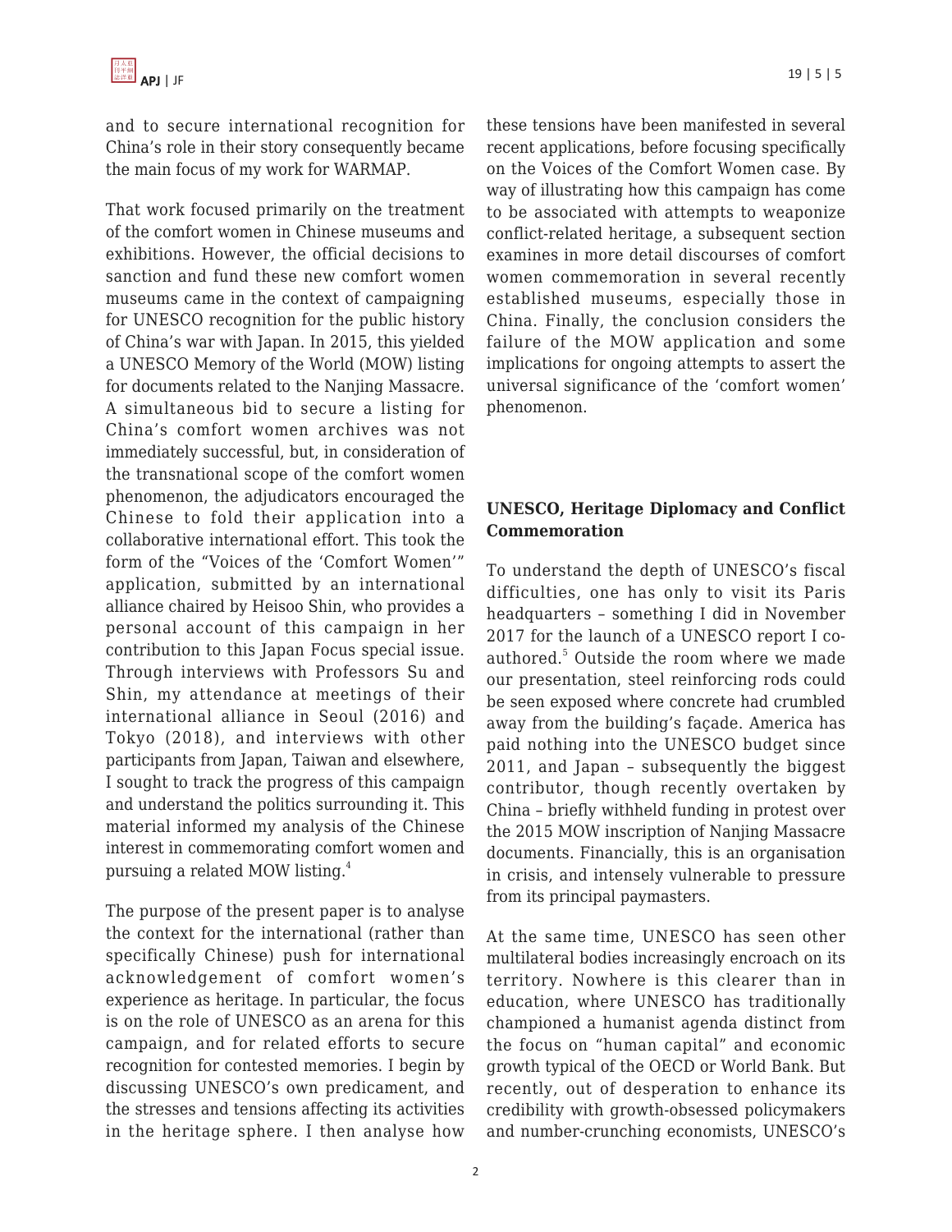and to secure international recognition for China's role in their story consequently became the main focus of my work for WARMAP.

That work focused primarily on the treatment of the comfort women in Chinese museums and exhibitions. However, the official decisions to sanction and fund these new comfort women museums came in the context of campaigning for UNESCO recognition for the public history of China's war with Japan. In 2015, this yielded a UNESCO Memory of the World (MOW) listing for documents related to the Nanjing Massacre. A simultaneous bid to secure a listing for China's comfort women archives was not immediately successful, but, in consideration of the transnational scope of the comfort women phenomenon, the adjudicators encouraged the Chinese to fold their application into a collaborative international effort. This took the form of the "Voices of the 'Comfort Women'" application, submitted by an international alliance chaired by Heisoo Shin, who provides a personal account of this campaign in her contribution to this Japan Focus special issue. Through interviews with Professors Su and Shin, my attendance at meetings of their international alliance in Seoul (2016) and Tokyo (2018), and interviews with other participants from Japan, Taiwan and elsewhere, I sought to track the progress of this campaign and understand the politics surrounding it. This material informed my analysis of the Chinese interest in commemorating comfort women and pursuing a related MOW listing.[4]

The purpose of the present paper is to analyse the context for the international (rather than specifically Chinese) push for international acknowledgement of comfort women's experience as heritage. In particular, the focus is on the role of UNESCO as an arena for this campaign, and for related efforts to secure recognition for contested memories. I begin by discussing UNESCO's own predicament, and the stresses and tensions affecting its activities in the heritage sphere. I then analyse how these tensions have been manifested in several recent applications, before focusing specifically on the Voices of the Comfort Women case. By way of illustrating how this campaign has come to be associated with attempts to weaponize conflict-related heritage, a subsequent section examines in more detail discourses of comfort women commemoration in several recently established museums, especially those in China. Finally, the conclusion considers the failure of the MOW application and some implications for ongoing attempts to assert the universal significance of the 'comfort women' phenomenon.

## UNESCO, Heritage Diplomacy and Conflict Commemoration

To understand the depth of UNESCO's fiscal difficulties, one has only to visit its Paris headquarters – something I did in November 2017 for the launch of a UNESCO report I co-authored.[5] Outside the room where we made our presentation, steel reinforcing rods could be seen exposed where concrete had crumbled away from the building's façade. America has paid nothing into the UNESCO budget since 2011, and Japan – subsequently the biggest contributor, though recently overtaken by China – briefly withheld funding in protest over the 2015 MOW inscription of Nanjing Massacre documents. Financially, this is an organisation in crisis, and intensely vulnerable to pressure from its principal paymasters.

At the same time, UNESCO has seen other multilateral bodies increasingly encroach on its territory. Nowhere is this clearer than in education, where UNESCO has traditionally championed a humanist agenda distinct from the focus on "human capital" and economic growth typical of the OECD or World Bank. But recently, out of desperation to enhance its credibility with growth-obsessed policymakers and number-crunching economists, UNESCO's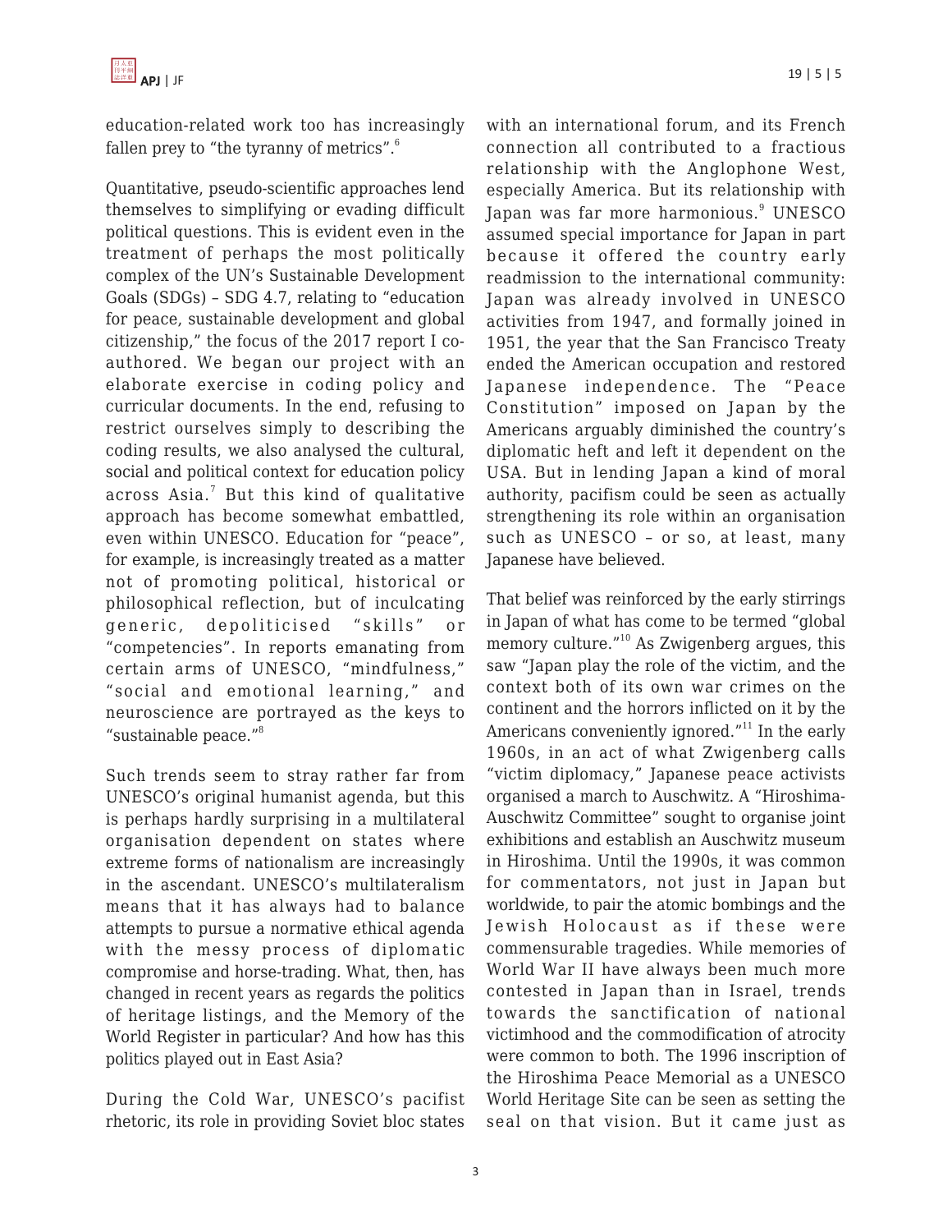education-related work too has increasingly fallen prey to "the tyranny of metrics".[6]

Quantitative, pseudo-scientific approaches lend themselves to simplifying or evading difficult political questions. This is evident even in the treatment of perhaps the most politically complex of the UN's Sustainable Development Goals (SDGs) – SDG 4.7, relating to "education for peace, sustainable development and global citizenship," the focus of the 2017 report I co-authored. We began our project with an elaborate exercise in coding policy and curricular documents. In the end, refusing to restrict ourselves simply to describing the coding results, we also analysed the cultural, social and political context for education policy across Asia.[7] But this kind of qualitative approach has become somewhat embattled, even within UNESCO. Education for "peace", for example, is increasingly treated as a matter not of promoting political, historical or philosophical reflection, but of inculcating generic, depoliticised "skills" or "competencies". In reports emanating from certain arms of UNESCO, "mindfulness," "social and emotional learning," and neuroscience are portrayed as the keys to "sustainable peace."[8]

Such trends seem to stray rather far from UNESCO's original humanist agenda, but this is perhaps hardly surprising in a multilateral organisation dependent on states where extreme forms of nationalism are increasingly in the ascendant. UNESCO's multilateralism means that it has always had to balance attempts to pursue a normative ethical agenda with the messy process of diplomatic compromise and horse-trading. What, then, has changed in recent years as regards the politics of heritage listings, and the Memory of the World Register in particular? And how has this politics played out in East Asia?

During the Cold War, UNESCO's pacifist rhetoric, its role in providing Soviet bloc states with an international forum, and its French connection all contributed to a fractious relationship with the Anglophone West, especially America. But its relationship with Japan was far more harmonious.[9] UNESCO assumed special importance for Japan in part because it offered the country early readmission to the international community: Japan was already involved in UNESCO activities from 1947, and formally joined in 1951, the year that the San Francisco Treaty ended the American occupation and restored Japanese independence. The "Peace Constitution" imposed on Japan by the Americans arguably diminished the country's diplomatic heft and left it dependent on the USA. But in lending Japan a kind of moral authority, pacifism could be seen as actually strengthening its role within an organisation such as UNESCO – or so, at least, many Japanese have believed.

That belief was reinforced by the early stirrings in Japan of what has come to be termed "global memory culture."[10] As Zwigenberg argues, this saw "Japan play the role of the victim, and the context both of its own war crimes on the continent and the horrors inflicted on it by the Americans conveniently ignored."[11] In the early 1960s, in an act of what Zwigenberg calls "victim diplomacy," Japanese peace activists organised a march to Auschwitz. A "Hiroshima-Auschwitz Committee" sought to organise joint exhibitions and establish an Auschwitz museum in Hiroshima. Until the 1990s, it was common for commentators, not just in Japan but worldwide, to pair the atomic bombings and the Jewish Holocaust as if these were commensurable tragedies. While memories of World War II have always been much more contested in Japan than in Israel, trends towards the sanctification of national victimhood and the commodification of atrocity were common to both. The 1996 inscription of the Hiroshima Peace Memorial as a UNESCO World Heritage Site can be seen as setting the seal on that vision. But it came just as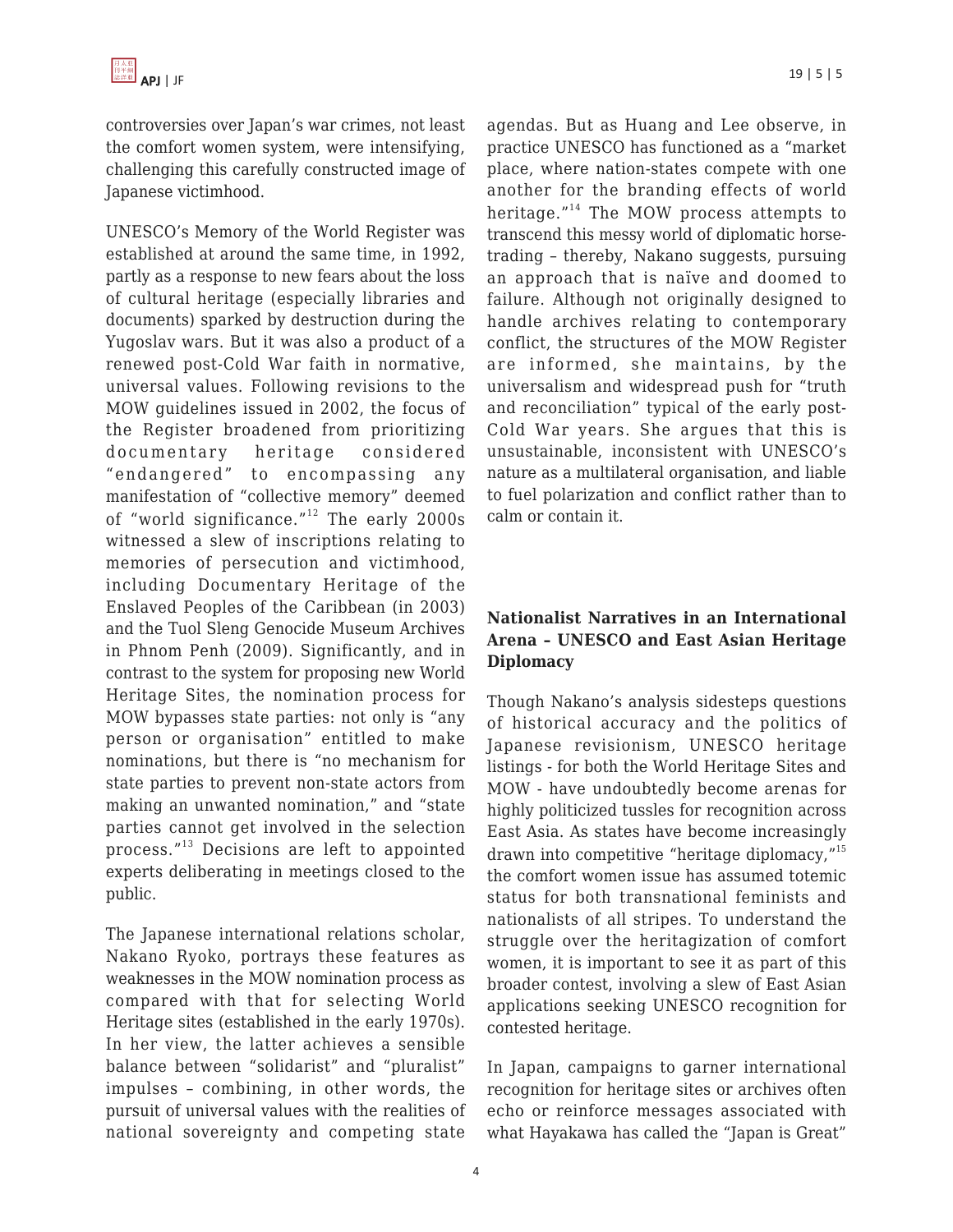controversies over Japan's war crimes, not least the comfort women system, were intensifying, challenging this carefully constructed image of Japanese victimhood.

UNESCO's Memory of the World Register was established at around the same time, in 1992, partly as a response to new fears about the loss of cultural heritage (especially libraries and documents) sparked by destruction during the Yugoslav wars. But it was also a product of a renewed post-Cold War faith in normative, universal values. Following revisions to the MOW guidelines issued in 2002, the focus of the Register broadened from prioritizing documentary heritage considered "endangered" to encompassing any manifestation of "collective memory" deemed of "world significance."[12] The early 2000s witnessed a slew of inscriptions relating to memories of persecution and victimhood, including Documentary Heritage of the Enslaved Peoples of the Caribbean (in 2003) and the Tuol Sleng Genocide Museum Archives in Phnom Penh (2009). Significantly, and in contrast to the system for proposing new World Heritage Sites, the nomination process for MOW bypasses state parties: not only is "any person or organisation" entitled to make nominations, but there is "no mechanism for state parties to prevent non-state actors from making an unwanted nomination," and "state parties cannot get involved in the selection process."[13] Decisions are left to appointed experts deliberating in meetings closed to the public.

The Japanese international relations scholar, Nakano Ryoko, portrays these features as weaknesses in the MOW nomination process as compared with that for selecting World Heritage sites (established in the early 1970s). In her view, the latter achieves a sensible balance between "solidarist" and "pluralist" impulses – combining, in other words, the pursuit of universal values with the realities of national sovereignty and competing state agendas. But as Huang and Lee observe, in practice UNESCO has functioned as a "market place, where nation-states compete with one another for the branding effects of world heritage."[14] The MOW process attempts to transcend this messy world of diplomatic horse-trading – thereby, Nakano suggests, pursuing an approach that is naïve and doomed to failure. Although not originally designed to handle archives relating to contemporary conflict, the structures of the MOW Register are informed, she maintains, by the universalism and widespread push for "truth and reconciliation" typical of the early post-Cold War years. She argues that this is unsustainable, inconsistent with UNESCO's nature as a multilateral organisation, and liable to fuel polarization and conflict rather than to calm or contain it.

## Nationalist Narratives in an International Arena – UNESCO and East Asian Heritage Diplomacy

Though Nakano's analysis sidesteps questions of historical accuracy and the politics of Japanese revisionism, UNESCO heritage listings - for both the World Heritage Sites and MOW - have undoubtedly become arenas for highly politicized tussles for recognition across East Asia. As states have become increasingly drawn into competitive "heritage diplomacy,"[15] the comfort women issue has assumed totemic status for both transnational feminists and nationalists of all stripes. To understand the struggle over the heritagization of comfort women, it is important to see it as part of this broader contest, involving a slew of East Asian applications seeking UNESCO recognition for contested heritage.

In Japan, campaigns to garner international recognition for heritage sites or archives often echo or reinforce messages associated with what Hayakawa has called the "Japan is Great"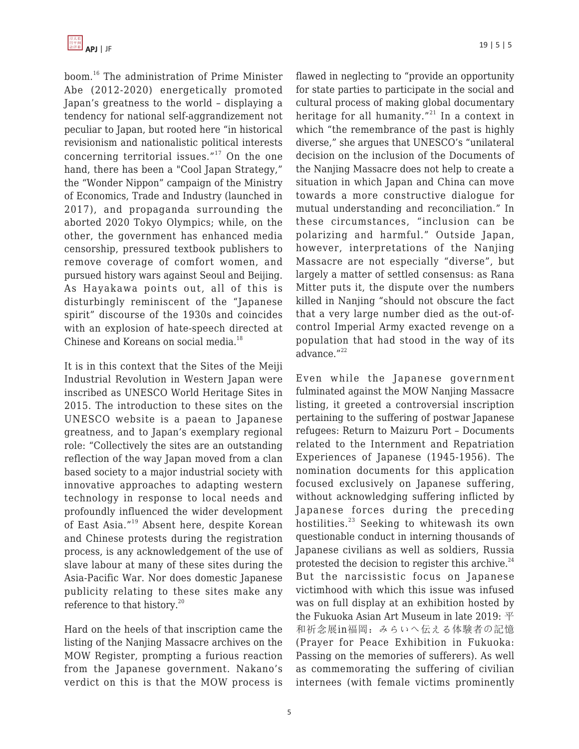boom.[16] The administration of Prime Minister Abe (2012-2020) energetically promoted Japan's greatness to the world – displaying a tendency for national self-aggrandizement not peculiar to Japan, but rooted here "in historical revisionism and nationalistic political interests concerning territorial issues."[17] On the one hand, there has been a "Cool Japan Strategy," the "Wonder Nippon" campaign of the Ministry of Economics, Trade and Industry (launched in 2017), and propaganda surrounding the aborted 2020 Tokyo Olympics; while, on the other, the government has enhanced media censorship, pressured textbook publishers to remove coverage of comfort women, and pursued history wars against Seoul and Beijing. As Hayakawa points out, all of this is disturbingly reminiscent of the "Japanese spirit" discourse of the 1930s and coincides with an explosion of hate-speech directed at Chinese and Koreans on social media.[18]

It is in this context that the Sites of the Meiji Industrial Revolution in Western Japan were inscribed as UNESCO World Heritage Sites in 2015. The introduction to these sites on the UNESCO website is a paean to Japanese greatness, and to Japan's exemplary regional role: "Collectively the sites are an outstanding reflection of the way Japan moved from a clan based society to a major industrial society with innovative approaches to adapting western technology in response to local needs and profoundly influenced the wider development of East Asia."[19] Absent here, despite Korean and Chinese protests during the registration process, is any acknowledgement of the use of slave labour at many of these sites during the Asia-Pacific War. Nor does domestic Japanese publicity relating to these sites make any reference to that history.[20]

Hard on the heels of that inscription came the listing of the Nanjing Massacre archives on the MOW Register, prompting a furious reaction from the Japanese government. Nakano's verdict on this is that the MOW process is flawed in neglecting to "provide an opportunity for state parties to participate in the social and cultural process of making global documentary heritage for all humanity."[21] In a context in which "the remembrance of the past is highly diverse," she argues that UNESCO's "unilateral decision on the inclusion of the Documents of the Nanjing Massacre does not help to create a situation in which Japan and China can move towards a more constructive dialogue for mutual understanding and reconciliation." In these circumstances, "inclusion can be polarizing and harmful." Outside Japan, however, interpretations of the Nanjing Massacre are not especially "diverse", but largely a matter of settled consensus: as Rana Mitter puts it, the dispute over the numbers killed in Nanjing "should not obscure the fact that a very large number died as the out-of-control Imperial Army exacted revenge on a population that had stood in the way of its advance."[22]

Even while the Japanese government fulminated against the MOW Nanjing Massacre listing, it greeted a controversial inscription pertaining to the suffering of postwar Japanese refugees: Return to Maizuru Port – Documents related to the Internment and Repatriation Experiences of Japanese (1945-1956). The nomination documents for this application focused exclusively on Japanese suffering, without acknowledging suffering inflicted by Japanese forces during the preceding hostilities.[23] Seeking to whitewash its own questionable conduct in interning thousands of Japanese civilians as well as soldiers, Russia protested the decision to register this archive.[24] But the narcissistic focus on Japanese victimhood with which this issue was infused was on full display at an exhibition hosted by the Fukuoka Asian Art Museum in late 2019: 平和祈念展in福岡：みらいへ伝える体験者の記憶 (Prayer for Peace Exhibition in Fukuoka: Passing on the memories of sufferers). As well as commemorating the suffering of civilian internees (with female victims prominently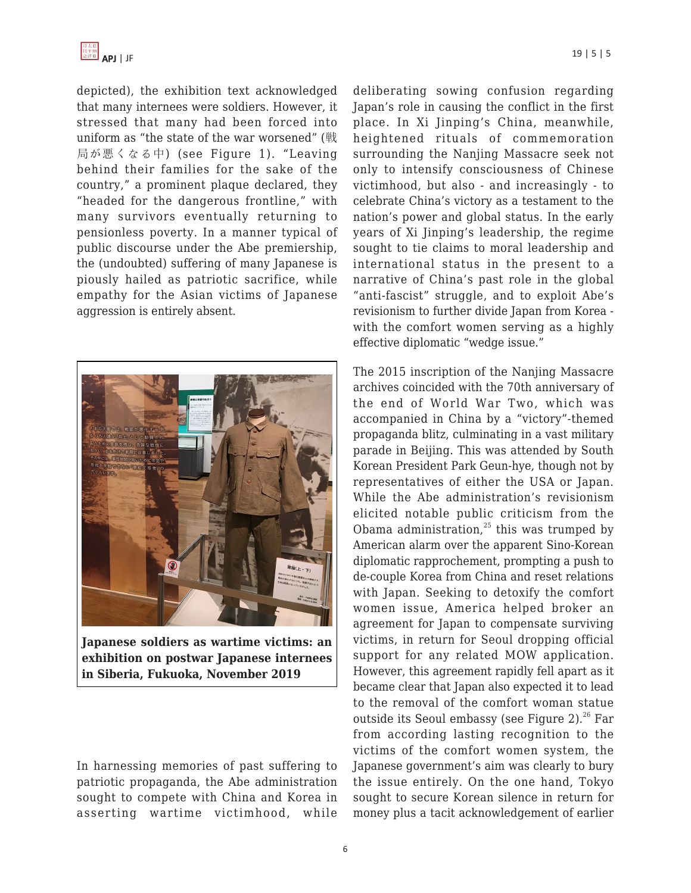depicted), the exhibition text acknowledged that many internees were soldiers. However, it stressed that many had been forced into uniform as "the state of the war worsened" (戦局が悪くなる中) (see Figure 1). "Leaving behind their families for the sake of the country," a prominent plaque declared, they "headed for the dangerous frontline," with many survivors eventually returning to pensionless poverty. In a manner typical of public discourse under the Abe premiership, the (undoubted) suffering of many Japanese is piously hailed as patriotic sacrifice, while empathy for the Asian victims of Japanese aggression is entirely absent.

**Japanese soldiers as wartime victims: an exhibition on postwar Japanese internees in Siberia, Fukuoka, November 2019**

In harnessing memories of past suffering to patriotic propaganda, the Abe administration sought to compete with China and Korea in asserting wartime victimhood, while deliberating sowing confusion regarding Japan's role in causing the conflict in the first place. In Xi Jinping's China, meanwhile, heightened rituals of commemoration surrounding the Nanjing Massacre seek not only to intensify consciousness of Chinese victimhood, but also - and increasingly - to celebrate China's victory as a testament to the nation's power and global status. In the early years of Xi Jinping's leadership, the regime sought to tie claims to moral leadership and international status in the present to a narrative of China's past role in the global "anti-fascist" struggle, and to exploit Abe's revisionism to further divide Japan from Korea - with the comfort women serving as a highly effective diplomatic "wedge issue."

The 2015 inscription of the Nanjing Massacre archives coincided with the 70th anniversary of the end of World War Two, which was accompanied in China by a "victory"-themed propaganda blitz, culminating in a vast military parade in Beijing. This was attended by South Korean President Park Geun-hye, though not by representatives of either the USA or Japan. While the Abe administration's revisionism elicited notable public criticism from the Obama administration,[25] this was trumped by American alarm over the apparent Sino-Korean diplomatic rapprochement, prompting a push to de-couple Korea from China and reset relations with Japan. Seeking to detoxify the comfort women issue, America helped broker an agreement for Japan to compensate surviving victims, in return for Seoul dropping official support for any related MOW application. However, this agreement rapidly fell apart as it became clear that Japan also expected it to lead to the removal of the comfort woman statue outside its Seoul embassy (see Figure 2).[26] Far from according lasting recognition to the victims of the comfort women system, the Japanese government's aim was clearly to bury the issue entirely. On the one hand, Tokyo sought to secure Korean silence in return for money plus a tacit acknowledgement of earlier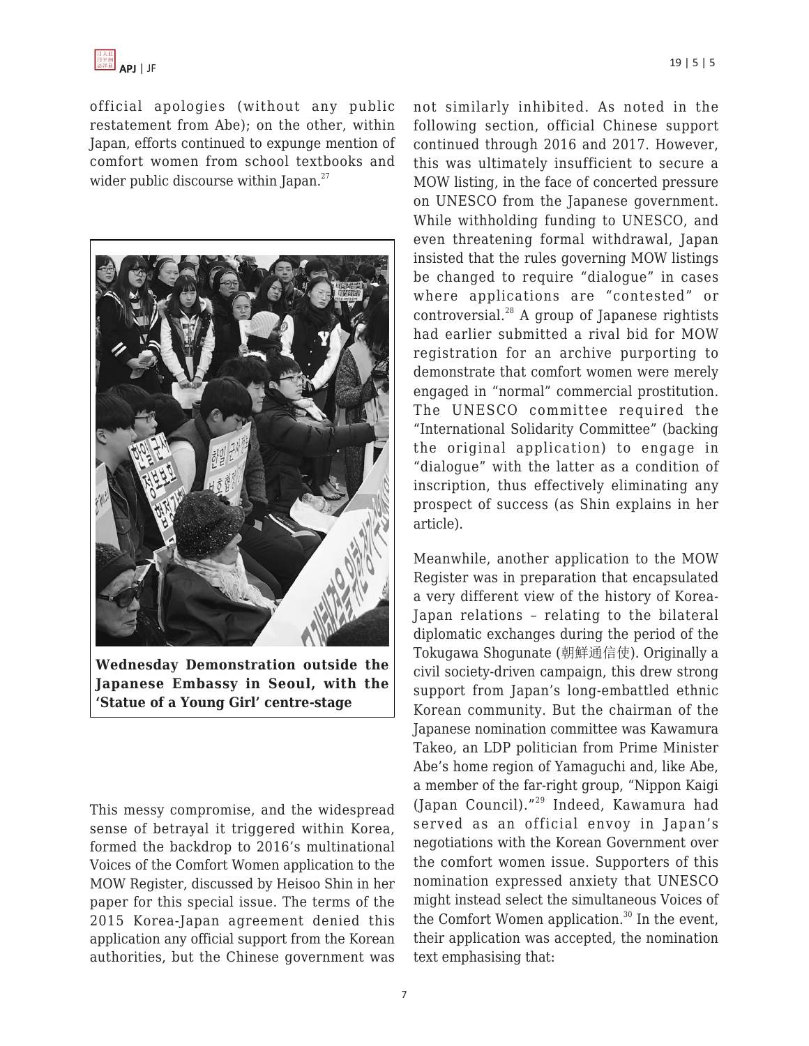official apologies (without any public restatement from Abe); on the other, within Japan, efforts continued to expunge mention of comfort women from school textbooks and wider public discourse within Japan.[27]

**Wednesday Demonstration outside the Japanese Embassy in Seoul, with the 'Statue of a Young Girl' centre-stage**

This messy compromise, and the widespread sense of betrayal it triggered within Korea, formed the backdrop to 2016's multinational Voices of the Comfort Women application to the MOW Register, discussed by Heisoo Shin in her paper for this special issue. The terms of the 2015 Korea-Japan agreement denied this application any official support from the Korean authorities, but the Chinese government was not similarly inhibited. As noted in the following section, official Chinese support continued through 2016 and 2017. However, this was ultimately insufficient to secure a MOW listing, in the face of concerted pressure on UNESCO from the Japanese government. While withholding funding to UNESCO, and even threatening formal withdrawal, Japan insisted that the rules governing MOW listings be changed to require "dialogue" in cases where applications are "contested" or controversial.[28] A group of Japanese rightists had earlier submitted a rival bid for MOW registration for an archive purporting to demonstrate that comfort women were merely engaged in "normal" commercial prostitution. The UNESCO committee required the "International Solidarity Committee" (backing the original application) to engage in "dialogue" with the latter as a condition of inscription, thus effectively eliminating any prospect of success (as Shin explains in her article).

Meanwhile, another application to the MOW Register was in preparation that encapsulated a very different view of the history of Korea-Japan relations – relating to the bilateral diplomatic exchanges during the period of the Tokugawa Shogunate (朝鮮通信使). Originally a civil society-driven campaign, this drew strong support from Japan's long-embattled ethnic Korean community. But the chairman of the Japanese nomination committee was Kawamura Takeo, an LDP politician from Prime Minister Abe's home region of Yamaguchi and, like Abe, a member of the far-right group, "Nippon Kaigi (Japan Council)."[29] Indeed, Kawamura had served as an official envoy in Japan's negotiations with the Korean Government over the comfort women issue. Supporters of this nomination expressed anxiety that UNESCO might instead select the simultaneous Voices of the Comfort Women application.[30] In the event, their application was accepted, the nomination text emphasising that: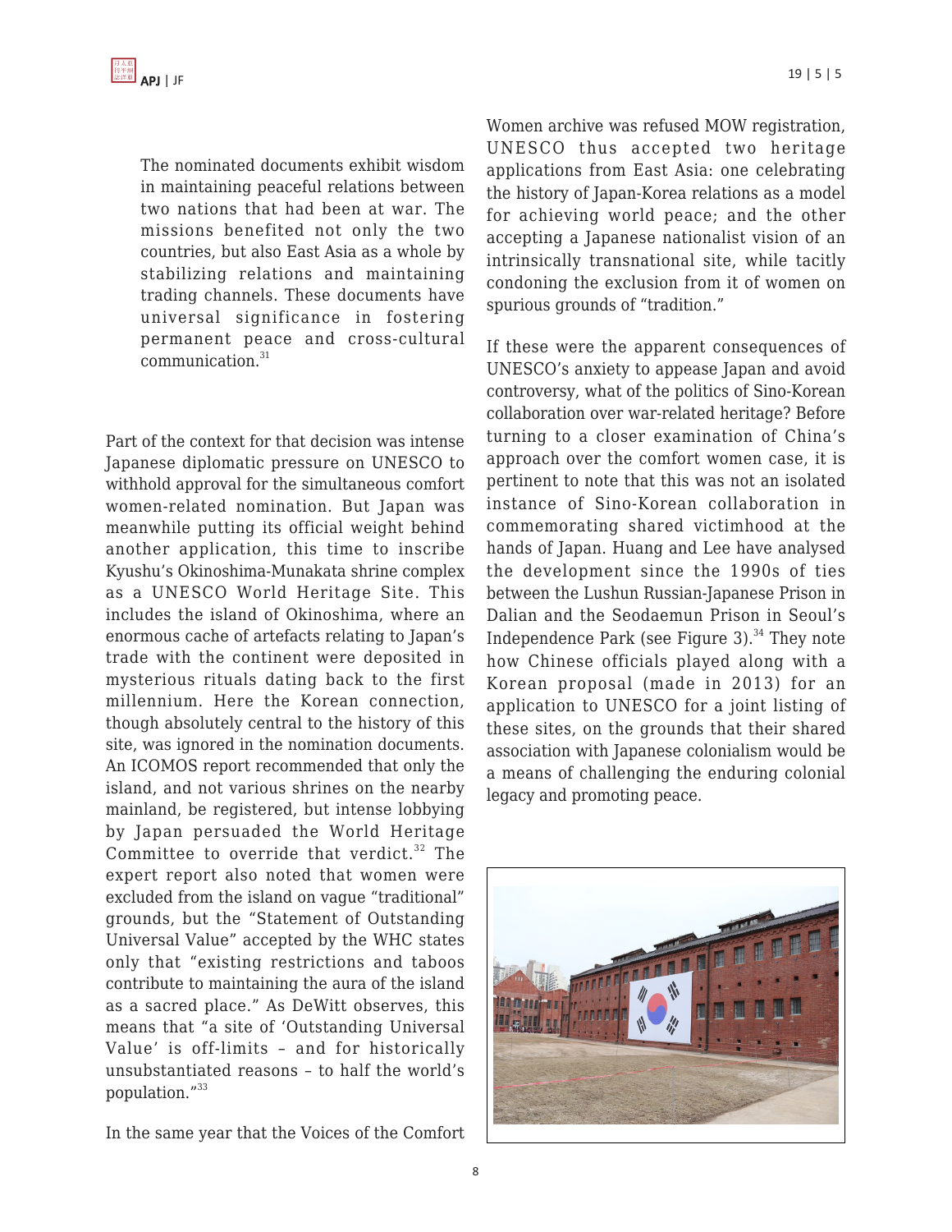> The nominated documents exhibit wisdom in maintaining peaceful relations between two nations that had been at war. The missions benefited not only the two countries, but also East Asia as a whole by stabilizing relations and maintaining trading channels. These documents have universal significance in fostering permanent peace and cross-cultural communication.[31]

Part of the context for that decision was intense Japanese diplomatic pressure on UNESCO to withhold approval for the simultaneous comfort women-related nomination. But Japan was meanwhile putting its official weight behind another application, this time to inscribe Kyushu's Okinoshima-Munakata shrine complex as a UNESCO World Heritage Site. This includes the island of Okinoshima, where an enormous cache of artefacts relating to Japan's trade with the continent were deposited in mysterious rituals dating back to the first millennium. Here the Korean connection, though absolutely central to the history of this site, was ignored in the nomination documents. An ICOMOS report recommended that only the island, and not various shrines on the nearby mainland, be registered, but intense lobbying by Japan persuaded the World Heritage Committee to override that verdict.[32] The expert report also noted that women were excluded from the island on vague "traditional" grounds, but the "Statement of Outstanding Universal Value" accepted by the WHC states only that "existing restrictions and taboos contribute to maintaining the aura of the island as a sacred place." As DeWitt observes, this means that "a site of 'Outstanding Universal Value' is off-limits – and for historically unsubstantiated reasons – to half the world's population."[33]

In the same year that the Voices of the Comfort Women archive was refused MOW registration, UNESCO thus accepted two heritage applications from East Asia: one celebrating the history of Japan-Korea relations as a model for achieving world peace; and the other accepting a Japanese nationalist vision of an intrinsically transnational site, while tacitly condoning the exclusion from it of women on spurious grounds of "tradition."

If these were the apparent consequences of UNESCO's anxiety to appease Japan and avoid controversy, what of the politics of Sino-Korean collaboration over war-related heritage? Before turning to a closer examination of China's approach over the comfort women case, it is pertinent to note that this was not an isolated instance of Sino-Korean collaboration in commemorating shared victimhood at the hands of Japan. Huang and Lee have analysed the development since the 1990s of ties between the Lushun Russian-Japanese Prison in Dalian and the Seodaemun Prison in Seoul's Independence Park (see Figure 3).[34] They note how Chinese officials played along with a Korean proposal (made in 2013) for an application to UNESCO for a joint listing of these sites, on the grounds that their shared association with Japanese colonialism would be a means of challenging the enduring colonial legacy and promoting peace.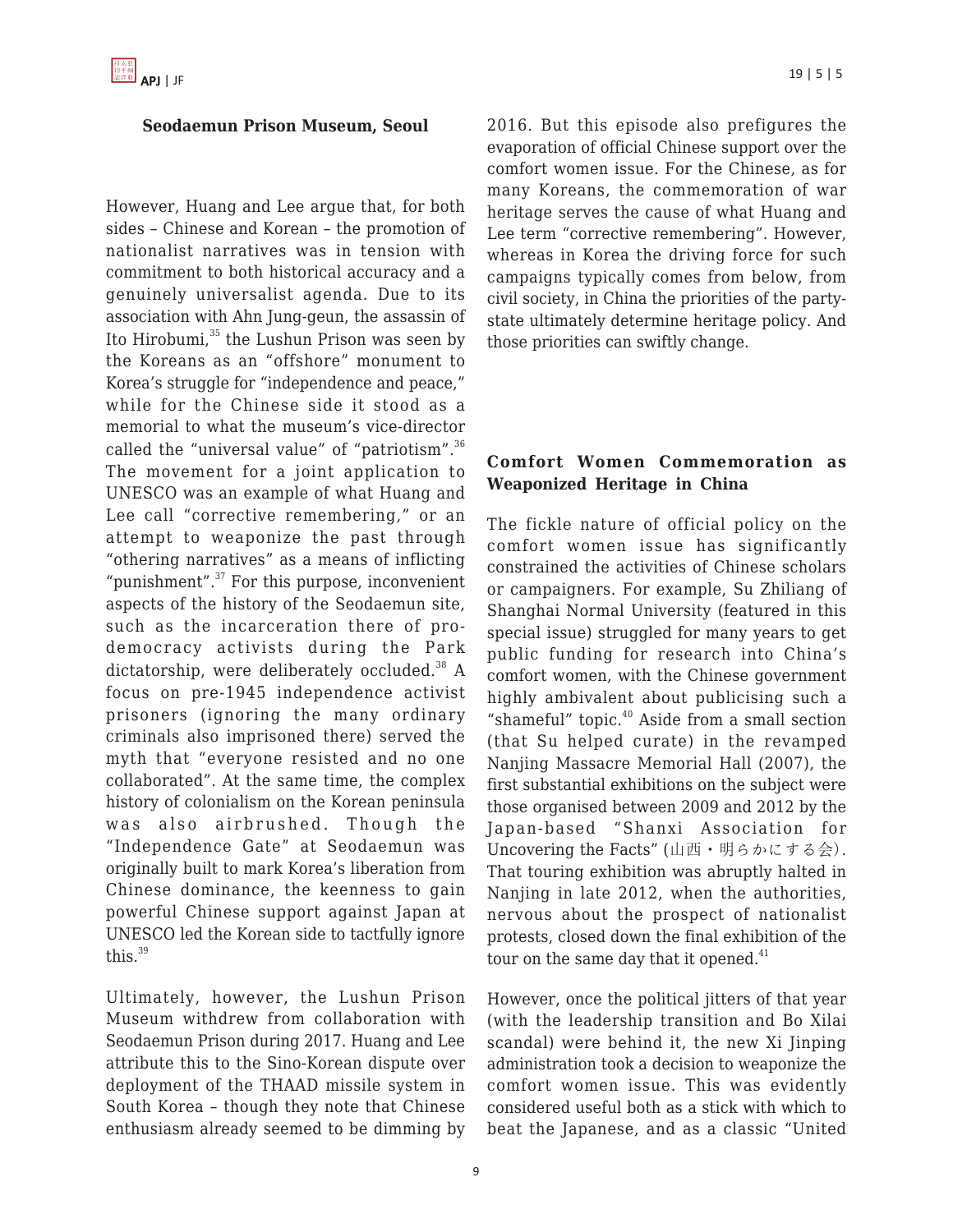**Seodaemun Prison Museum, Seoul**

However, Huang and Lee argue that, for both sides – Chinese and Korean – the promotion of nationalist narratives was in tension with commitment to both historical accuracy and a genuinely universalist agenda. Due to its association with Ahn Jung-geun, the assassin of Ito Hirobumi,[35] the Lushun Prison was seen by the Koreans as an "offshore" monument to Korea's struggle for "independence and peace," while for the Chinese side it stood as a memorial to what the museum's vice-director called the "universal value" of "patriotism".[36] The movement for a joint application to UNESCO was an example of what Huang and Lee call "corrective remembering," or an attempt to weaponize the past through "othering narratives" as a means of inflicting "punishment".[37] For this purpose, inconvenient aspects of the history of the Seodaemun site, such as the incarceration there of pro-democracy activists during the Park dictatorship, were deliberately occluded.[38] A focus on pre-1945 independence activist prisoners (ignoring the many ordinary criminals also imprisoned there) served the myth that "everyone resisted and no one collaborated". At the same time, the complex history of colonialism on the Korean peninsula was also airbrushed. Though the "Independence Gate" at Seodaemun was originally built to mark Korea's liberation from Chinese dominance, the keenness to gain powerful Chinese support against Japan at UNESCO led the Korean side to tactfully ignore this.[39]

Ultimately, however, the Lushun Prison Museum withdrew from collaboration with Seodaemun Prison during 2017. Huang and Lee attribute this to the Sino-Korean dispute over deployment of the THAAD missile system in South Korea – though they note that Chinese enthusiasm already seemed to be dimming by 2016. But this episode also prefigures the evaporation of official Chinese support over the comfort women issue. For the Chinese, as for many Koreans, the commemoration of war heritage serves the cause of what Huang and Lee term "corrective remembering". However, whereas in Korea the driving force for such campaigns typically comes from below, from civil society, in China the priorities of the party-state ultimately determine heritage policy. And those priorities can swiftly change.

## Comfort Women Commemoration as Weaponized Heritage in China

The fickle nature of official policy on the comfort women issue has significantly constrained the activities of Chinese scholars or campaigners. For example, Su Zhiliang of Shanghai Normal University (featured in this special issue) struggled for many years to get public funding for research into China's comfort women, with the Chinese government highly ambivalent about publicising such a "shameful" topic.[40] Aside from a small section (that Su helped curate) in the revamped Nanjing Massacre Memorial Hall (2007), the first substantial exhibitions on the subject were those organised between 2009 and 2012 by the Japan-based "Shanxi Association for Uncovering the Facts" (山西・明らかにする会). That touring exhibition was abruptly halted in Nanjing in late 2012, when the authorities, nervous about the prospect of nationalist protests, closed down the final exhibition of the tour on the same day that it opened.[41]

However, once the political jitters of that year (with the leadership transition and Bo Xilai scandal) were behind it, the new Xi Jinping administration took a decision to weaponize the comfort women issue. This was evidently considered useful both as a stick with which to beat the Japanese, and as a classic "United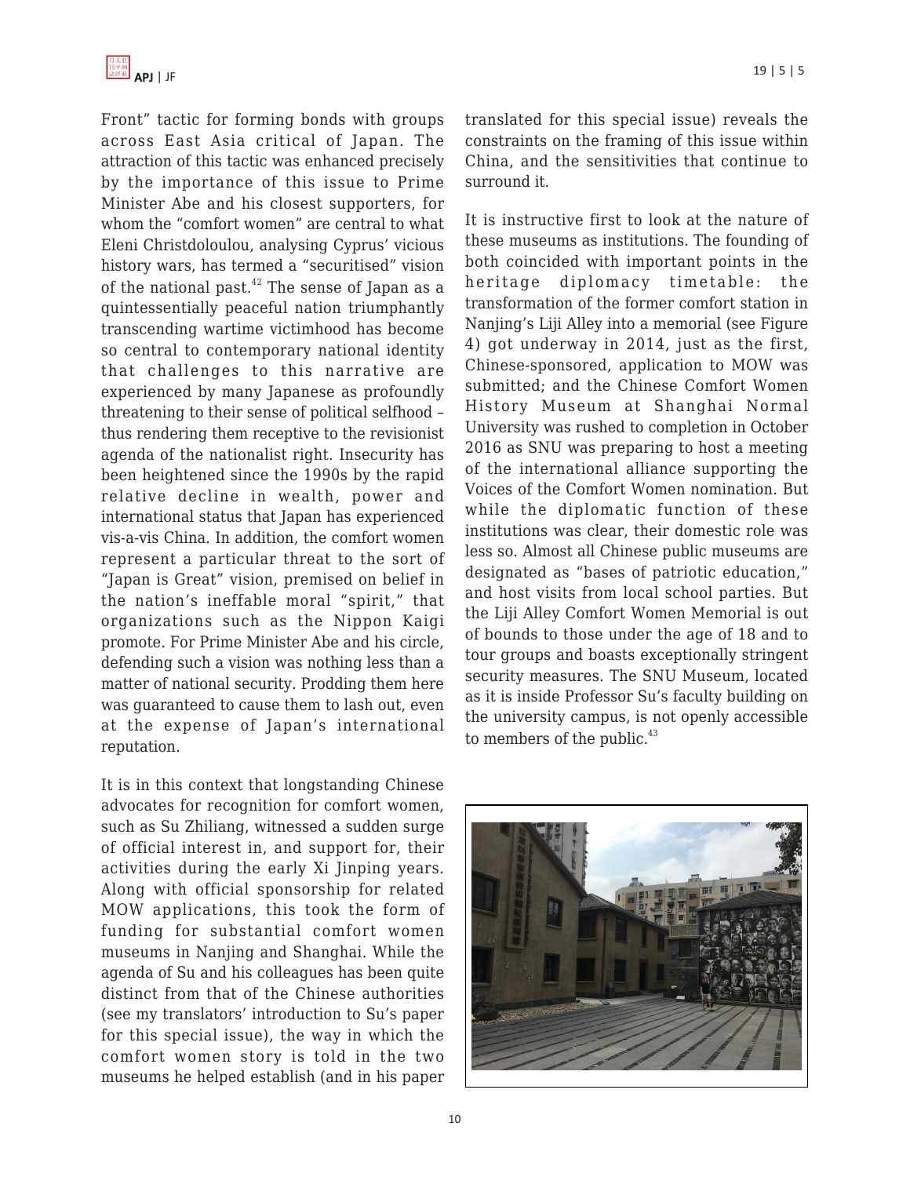Front" tactic for forming bonds with groups across East Asia critical of Japan. The attraction of this tactic was enhanced precisely by the importance of this issue to Prime Minister Abe and his closest supporters, for whom the "comfort women" are central to what Eleni Christdoloulou, analysing Cyprus' vicious history wars, has termed a "securitised" vision of the national past.[42] The sense of Japan as a quintessentially peaceful nation triumphantly transcending wartime victimhood has become so central to contemporary national identity that challenges to this narrative are experienced by many Japanese as profoundly threatening to their sense of political selfhood – thus rendering them receptive to the revisionist agenda of the nationalist right. Insecurity has been heightened since the 1990s by the rapid relative decline in wealth, power and international status that Japan has experienced vis-a-vis China. In addition, the comfort women represent a particular threat to the sort of "Japan is Great" vision, premised on belief in the nation's ineffable moral "spirit," that organizations such as the Nippon Kaigi promote. For Prime Minister Abe and his circle, defending such a vision was nothing less than a matter of national security. Prodding them here was guaranteed to cause them to lash out, even at the expense of Japan's international reputation.

It is in this context that longstanding Chinese advocates for recognition for comfort women, such as Su Zhiliang, witnessed a sudden surge of official interest in, and support for, their activities during the early Xi Jinping years. Along with official sponsorship for related MOW applications, this took the form of funding for substantial comfort women museums in Nanjing and Shanghai. While the agenda of Su and his colleagues has been quite distinct from that of the Chinese authorities (see my translators' introduction to Su's paper for this special issue), the way in which the comfort women story is told in the two museums he helped establish (and in his paper translated for this special issue) reveals the constraints on the framing of this issue within China, and the sensitivities that continue to surround it.

It is instructive first to look at the nature of these museums as institutions. The founding of both coincided with important points in the heritage diplomacy timetable: the transformation of the former comfort station in Nanjing's Liji Alley into a memorial (see Figure 4) got underway in 2014, just as the first, Chinese-sponsored, application to MOW was submitted; and the Chinese Comfort Women History Museum at Shanghai Normal University was rushed to completion in October 2016 as SNU was preparing to host a meeting of the international alliance supporting the Voices of the Comfort Women nomination. But while the diplomatic function of these institutions was clear, their domestic role was less so. Almost all Chinese public museums are designated as "bases of patriotic education," and host visits from local school parties. But the Liji Alley Comfort Women Memorial is out of bounds to those under the age of 18 and to tour groups and boasts exceptionally stringent security measures. The SNU Museum, located as it is inside Professor Su's faculty building on the university campus, is not openly accessible to members of the public.[43]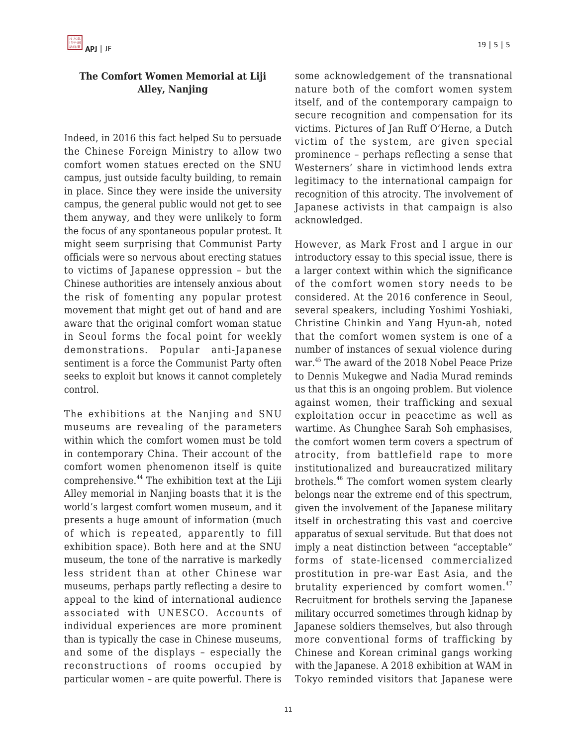### The Comfort Women Memorial at Liji Alley, Nanjing

Indeed, in 2016 this fact helped Su to persuade the Chinese Foreign Ministry to allow two comfort women statues erected on the SNU campus, just outside faculty building, to remain in place. Since they were inside the university campus, the general public would not get to see them anyway, and they were unlikely to form the focus of any spontaneous popular protest. It might seem surprising that Communist Party officials were so nervous about erecting statues to victims of Japanese oppression – but the Chinese authorities are intensely anxious about the risk of fomenting any popular protest movement that might get out of hand and are aware that the original comfort woman statue in Seoul forms the focal point for weekly demonstrations. Popular anti-Japanese sentiment is a force the Communist Party often seeks to exploit but knows it cannot completely control.

The exhibitions at the Nanjing and SNU museums are revealing of the parameters within which the comfort women must be told in contemporary China. Their account of the comfort women phenomenon itself is quite comprehensive.[44] The exhibition text at the Liji Alley memorial in Nanjing boasts that it is the world's largest comfort women museum, and it presents a huge amount of information (much of which is repeated, apparently to fill exhibition space). Both here and at the SNU museum, the tone of the narrative is markedly less strident than at other Chinese war museums, perhaps partly reflecting a desire to appeal to the kind of international audience associated with UNESCO. Accounts of individual experiences are more prominent than is typically the case in Chinese museums, and some of the displays – especially the reconstructions of rooms occupied by particular women – are quite powerful. There is some acknowledgement of the transnational nature both of the comfort women system itself, and of the contemporary campaign to secure recognition and compensation for its victims. Pictures of Jan Ruff O'Herne, a Dutch victim of the system, are given special prominence – perhaps reflecting a sense that Westerners' share in victimhood lends extra legitimacy to the international campaign for recognition of this atrocity. The involvement of Japanese activists in that campaign is also acknowledged.

However, as Mark Frost and I argue in our introductory essay to this special issue, there is a larger context within which the significance of the comfort women story needs to be considered. At the 2016 conference in Seoul, several speakers, including Yoshimi Yoshiaki, Christine Chinkin and Yang Hyun-ah, noted that the comfort women system is one of a number of instances of sexual violence during war.[45] The award of the 2018 Nobel Peace Prize to Dennis Mukegwe and Nadia Murad reminds us that this is an ongoing problem. But violence against women, their trafficking and sexual exploitation occur in peacetime as well as wartime. As Chunghee Sarah Soh emphasises, the comfort women term covers a spectrum of atrocity, from battlefield rape to more institutionalized and bureaucratized military brothels.[46] The comfort women system clearly belongs near the extreme end of this spectrum, given the involvement of the Japanese military itself in orchestrating this vast and coercive apparatus of sexual servitude. But that does not imply a neat distinction between "acceptable" forms of state-licensed commercialized prostitution in pre-war East Asia, and the brutality experienced by comfort women.[47] Recruitment for brothels serving the Japanese military occurred sometimes through kidnap by Japanese soldiers themselves, but also through more conventional forms of trafficking by Chinese and Korean criminal gangs working with the Japanese. A 2018 exhibition at WAM in Tokyo reminded visitors that Japanese were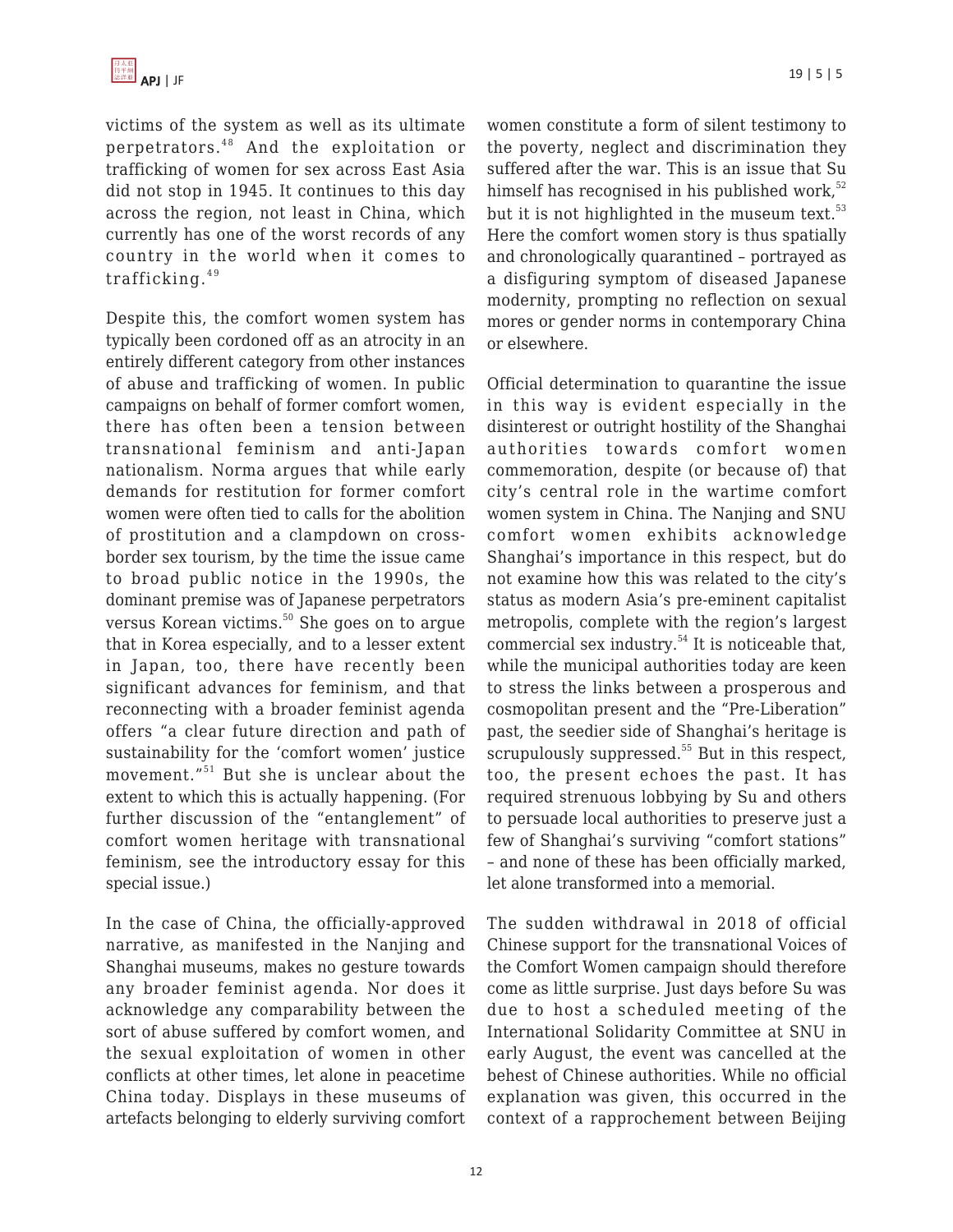victims of the system as well as its ultimate perpetrators.[48] And the exploitation or trafficking of women for sex across East Asia did not stop in 1945. It continues to this day across the region, not least in China, which currently has one of the worst records of any country in the world when it comes to trafficking.[49]

Despite this, the comfort women system has typically been cordoned off as an atrocity in an entirely different category from other instances of abuse and trafficking of women. In public campaigns on behalf of former comfort women, there has often been a tension between transnational feminism and anti-Japan nationalism. Norma argues that while early demands for restitution for former comfort women were often tied to calls for the abolition of prostitution and a clampdown on cross-border sex tourism, by the time the issue came to broad public notice in the 1990s, the dominant premise was of Japanese perpetrators versus Korean victims.[50] She goes on to argue that in Korea especially, and to a lesser extent in Japan, too, there have recently been significant advances for feminism, and that reconnecting with a broader feminist agenda offers "a clear future direction and path of sustainability for the 'comfort women' justice movement."[51] But she is unclear about the extent to which this is actually happening. (For further discussion of the "entanglement" of comfort women heritage with transnational feminism, see the introductory essay for this special issue.)

In the case of China, the officially-approved narrative, as manifested in the Nanjing and Shanghai museums, makes no gesture towards any broader feminist agenda. Nor does it acknowledge any comparability between the sort of abuse suffered by comfort women, and the sexual exploitation of women in other conflicts at other times, let alone in peacetime China today. Displays in these museums of artefacts belonging to elderly surviving comfort women constitute a form of silent testimony to the poverty, neglect and discrimination they suffered after the war. This is an issue that Su himself has recognised in his published work,[52] but it is not highlighted in the museum text.[53] Here the comfort women story is thus spatially and chronologically quarantined – portrayed as a disfiguring symptom of diseased Japanese modernity, prompting no reflection on sexual mores or gender norms in contemporary China or elsewhere.

Official determination to quarantine the issue in this way is evident especially in the disinterest or outright hostility of the Shanghai authorities towards comfort women commemoration, despite (or because of) that city's central role in the wartime comfort women system in China. The Nanjing and SNU comfort women exhibits acknowledge Shanghai's importance in this respect, but do not examine how this was related to the city's status as modern Asia's pre-eminent capitalist metropolis, complete with the region's largest commercial sex industry.[54] It is noticeable that, while the municipal authorities today are keen to stress the links between a prosperous and cosmopolitan present and the "Pre-Liberation" past, the seedier side of Shanghai's heritage is scrupulously suppressed.[55] But in this respect, too, the present echoes the past. It has required strenuous lobbying by Su and others to persuade local authorities to preserve just a few of Shanghai's surviving "comfort stations" – and none of these has been officially marked, let alone transformed into a memorial.

The sudden withdrawal in 2018 of official Chinese support for the transnational Voices of the Comfort Women campaign should therefore come as little surprise. Just days before Su was due to host a scheduled meeting of the International Solidarity Committee at SNU in early August, the event was cancelled at the behest of Chinese authorities. While no official explanation was given, this occurred in the context of a rapprochement between Beijing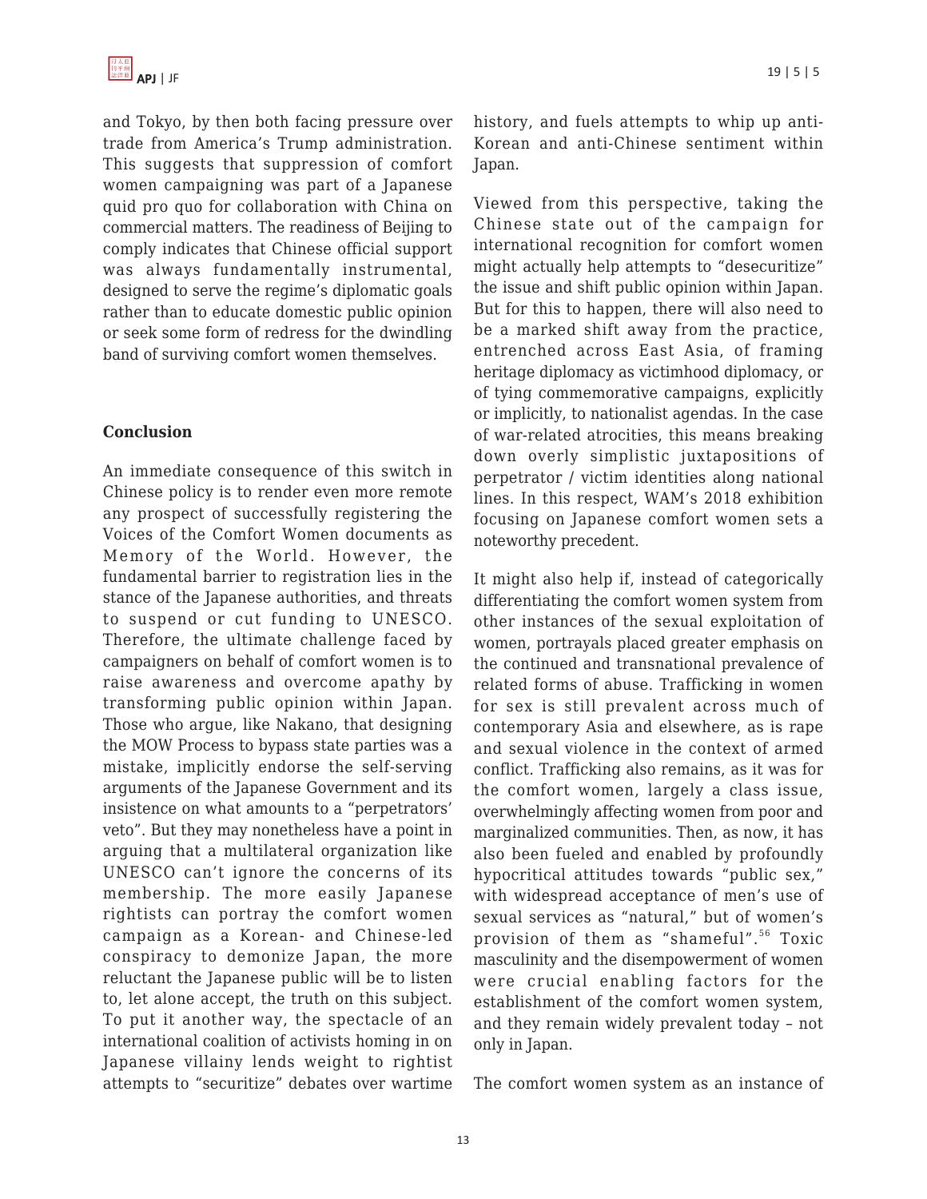and Tokyo, by then both facing pressure over trade from America's Trump administration. This suggests that suppression of comfort women campaigning was part of a Japanese quid pro quo for collaboration with China on commercial matters. The readiness of Beijing to comply indicates that Chinese official support was always fundamentally instrumental, designed to serve the regime's diplomatic goals rather than to educate domestic public opinion or seek some form of redress for the dwindling band of surviving comfort women themselves.

## Conclusion

An immediate consequence of this switch in Chinese policy is to render even more remote any prospect of successfully registering the Voices of the Comfort Women documents as Memory of the World. However, the fundamental barrier to registration lies in the stance of the Japanese authorities, and threats to suspend or cut funding to UNESCO. Therefore, the ultimate challenge faced by campaigners on behalf of comfort women is to raise awareness and overcome apathy by transforming public opinion within Japan. Those who argue, like Nakano, that designing the MOW Process to bypass state parties was a mistake, implicitly endorse the self-serving arguments of the Japanese Government and its insistence on what amounts to a "perpetrators' veto". But they may nonetheless have a point in arguing that a multilateral organization like UNESCO can't ignore the concerns of its membership. The more easily Japanese rightists can portray the comfort women campaign as a Korean- and Chinese-led conspiracy to demonize Japan, the more reluctant the Japanese public will be to listen to, let alone accept, the truth on this subject. To put it another way, the spectacle of an international coalition of activists homing in on Japanese villainy lends weight to rightist attempts to "securitize" debates over wartime history, and fuels attempts to whip up anti-Korean and anti-Chinese sentiment within Japan.

Viewed from this perspective, taking the Chinese state out of the campaign for international recognition for comfort women might actually help attempts to "desecuritize" the issue and shift public opinion within Japan. But for this to happen, there will also need to be a marked shift away from the practice, entrenched across East Asia, of framing heritage diplomacy as victimhood diplomacy, or of tying commemorative campaigns, explicitly or implicitly, to nationalist agendas. In the case of war-related atrocities, this means breaking down overly simplistic juxtapositions of perpetrator / victim identities along national lines. In this respect, WAM's 2018 exhibition focusing on Japanese comfort women sets a noteworthy precedent.

It might also help if, instead of categorically differentiating the comfort women system from other instances of the sexual exploitation of women, portrayals placed greater emphasis on the continued and transnational prevalence of related forms of abuse. Trafficking in women for sex is still prevalent across much of contemporary Asia and elsewhere, as is rape and sexual violence in the context of armed conflict. Trafficking also remains, as it was for the comfort women, largely a class issue, overwhelmingly affecting women from poor and marginalized communities. Then, as now, it has also been fueled and enabled by profoundly hypocritical attitudes towards "public sex," with widespread acceptance of men's use of sexual services as "natural," but of women's provision of them as "shameful".[56] Toxic masculinity and the disempowerment of women were crucial enabling factors for the establishment of the comfort women system, and they remain widely prevalent today – not only in Japan.

The comfort women system as an instance of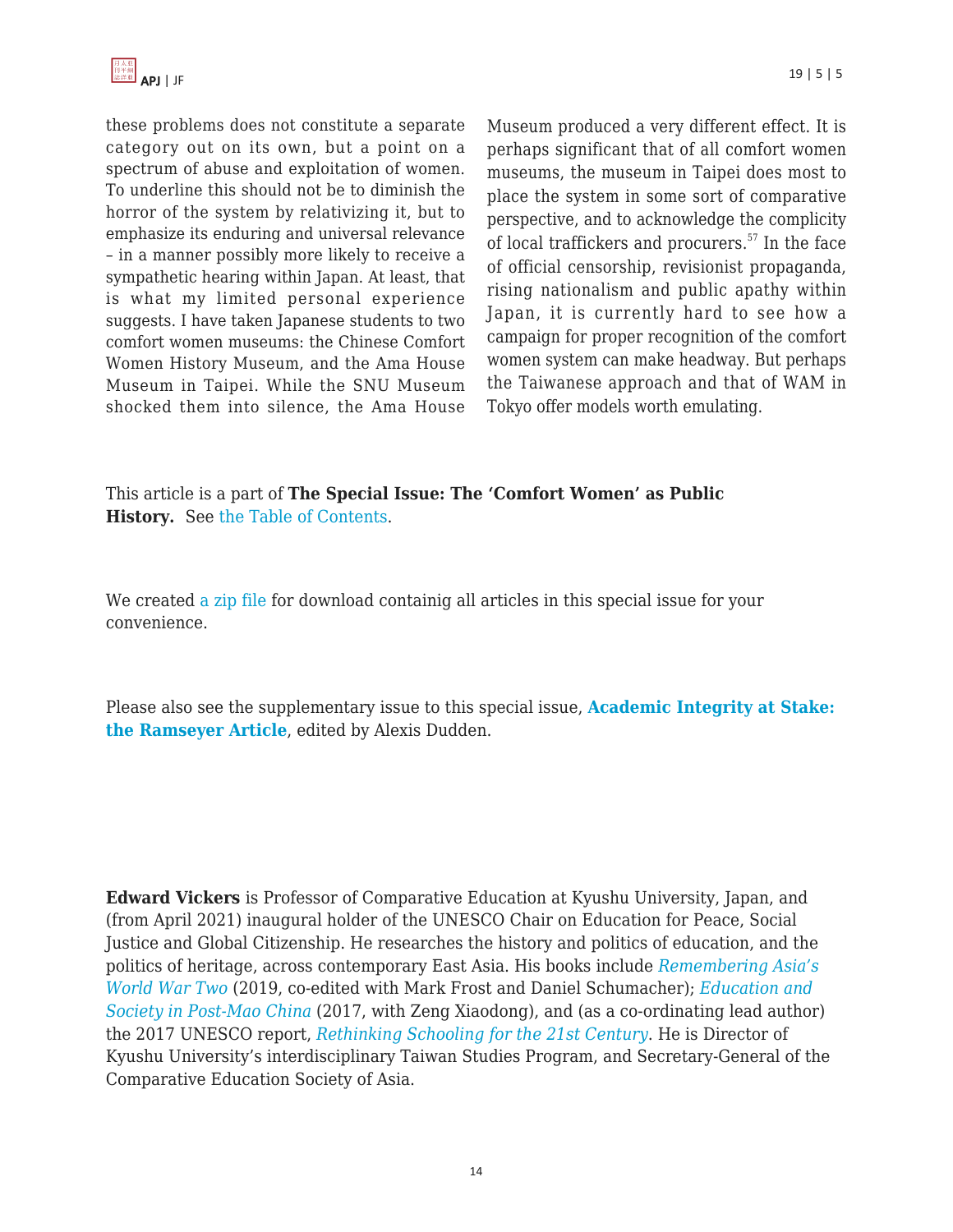these problems does not constitute a separate category out on its own, but a point on a spectrum of abuse and exploitation of women. To underline this should not be to diminish the horror of the system by relativizing it, but to emphasize its enduring and universal relevance – in a manner possibly more likely to receive a sympathetic hearing within Japan. At least, that is what my limited personal experience suggests. I have taken Japanese students to two comfort women museums: the Chinese Comfort Women History Museum, and the Ama House Museum in Taipei. While the SNU Museum shocked them into silence, the Ama House Museum produced a very different effect. It is perhaps significant that of all comfort women museums, the museum in Taipei does most to place the system in some sort of comparative perspective, and to acknowledge the complicity of local traffickers and procurers.[57] In the face of official censorship, revisionist propaganda, rising nationalism and public apathy within Japan, it is currently hard to see how a campaign for proper recognition of the comfort women system can make headway. But perhaps the Taiwanese approach and that of WAM in Tokyo offer models worth emulating.

This article is a part of **The Special Issue: The 'Comfort Women' as Public History.** See the Table of Contents.

We created a zip file for download containig all articles in this special issue for your convenience.

Please also see the supplementary issue to this special issue, **Academic Integrity at Stake: the Ramseyer Article**, edited by Alexis Dudden.

**Edward Vickers** is Professor of Comparative Education at Kyushu University, Japan, and (from April 2021) inaugural holder of the UNESCO Chair on Education for Peace, Social Justice and Global Citizenship. He researches the history and politics of education, and the politics of heritage, across contemporary East Asia. His books include *Remembering Asia's World War Two* (2019, co-edited with Mark Frost and Daniel Schumacher); *Education and Society in Post-Mao China* (2017, with Zeng Xiaodong), and (as a co-ordinating lead author) the 2017 UNESCO report, *Rethinking Schooling for the 21st Century*. He is Director of Kyushu University's interdisciplinary Taiwan Studies Program, and Secretary-General of the Comparative Education Society of Asia.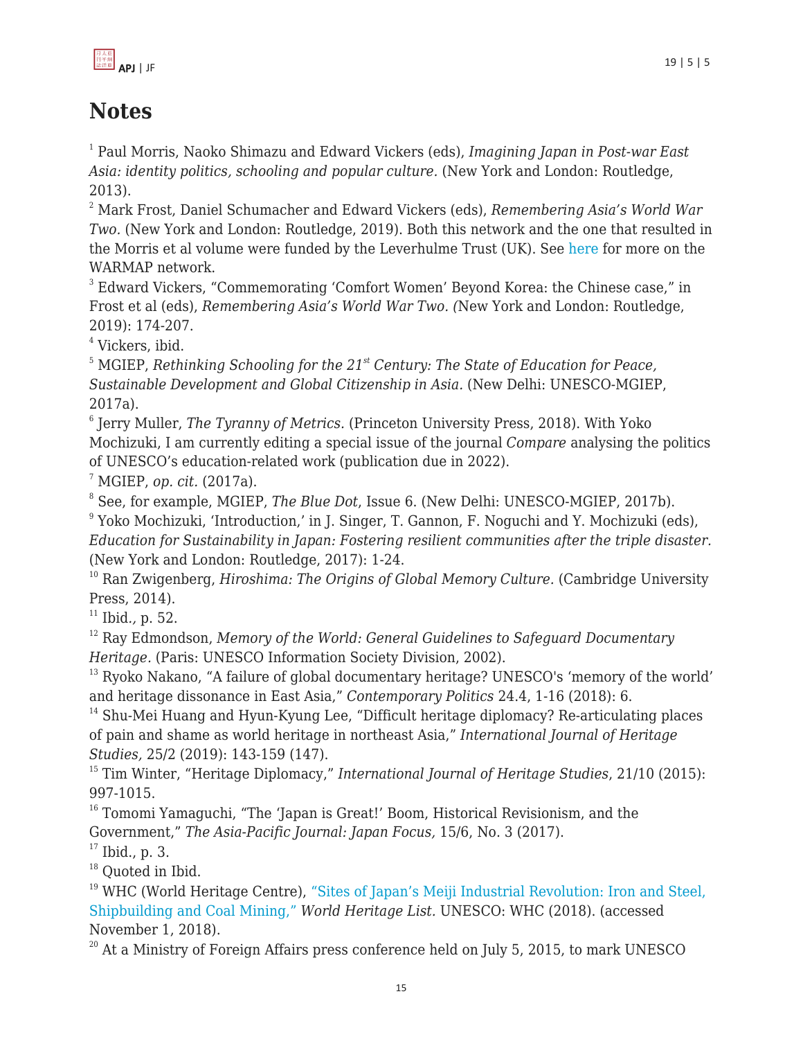# Notes

[1] Paul Morris, Naoko Shimazu and Edward Vickers (eds), *Imagining Japan in Post-war East Asia: identity politics, schooling and popular culture.* (New York and London: Routledge, 2013).

[2] Mark Frost, Daniel Schumacher and Edward Vickers (eds), *Remembering Asia's World War Two.* (New York and London: Routledge, 2019). Both this network and the one that resulted in the Morris et al volume were funded by the Leverhulme Trust (UK). See here for more on the WARMAP network.

[3] Edward Vickers, "Commemorating 'Comfort Women' Beyond Korea: the Chinese case," in Frost et al (eds), *Remembering Asia's World War Two.* (New York and London: Routledge, 2019): 174-207.

[4] Vickers, ibid.

[5] MGIEP, *Rethinking Schooling for the 21st Century: The State of Education for Peace, Sustainable Development and Global Citizenship in Asia.* (New Delhi: UNESCO-MGIEP, 2017a).

[6] Jerry Muller, *The Tyranny of Metrics.* (Princeton University Press, 2018). With Yoko Mochizuki, I am currently editing a special issue of the journal *Compare* analysing the politics of UNESCO's education-related work (publication due in 2022).

[7] MGIEP, *op. cit.* (2017a).

[8] See, for example, MGIEP, *The Blue Dot*, Issue 6. (New Delhi: UNESCO-MGIEP, 2017b).

[9] Yoko Mochizuki, 'Introduction,' in J. Singer, T. Gannon, F. Noguchi and Y. Mochizuki (eds), *Education for Sustainability in Japan: Fostering resilient communities after the triple disaster.* (New York and London: Routledge, 2017): 1-24.

[10] Ran Zwigenberg, *Hiroshima: The Origins of Global Memory Culture.* (Cambridge University Press, 2014).

[11] Ibid., p. 52.

[12] Ray Edmondson, *Memory of the World: General Guidelines to Safeguard Documentary Heritage.* (Paris: UNESCO Information Society Division, 2002).

[13] Ryoko Nakano, "A failure of global documentary heritage? UNESCO's 'memory of the world' and heritage dissonance in East Asia," *Contemporary Politics* 24.4, 1-16 (2018): 6.

[14] Shu-Mei Huang and Hyun-Kyung Lee, "Difficult heritage diplomacy? Re-articulating places of pain and shame as world heritage in northeast Asia," *International Journal of Heritage Studies,* 25/2 (2019): 143-159 (147).

[15] Tim Winter, "Heritage Diplomacy," *International Journal of Heritage Studies*, 21/10 (2015): 997-1015.

[16] Tomomi Yamaguchi, "The 'Japan is Great!' Boom, Historical Revisionism, and the Government," *The Asia-Pacific Journal: Japan Focus,* 15/6, No. 3 (2017).

[17] Ibid., p. 3.

[18] Quoted in Ibid.

[19] WHC (World Heritage Centre), "Sites of Japan's Meiji Industrial Revolution: Iron and Steel, Shipbuilding and Coal Mining," *World Heritage List.* UNESCO: WHC (2018). (accessed November 1, 2018).

[20] At a Ministry of Foreign Affairs press conference held on July 5, 2015, to mark UNESCO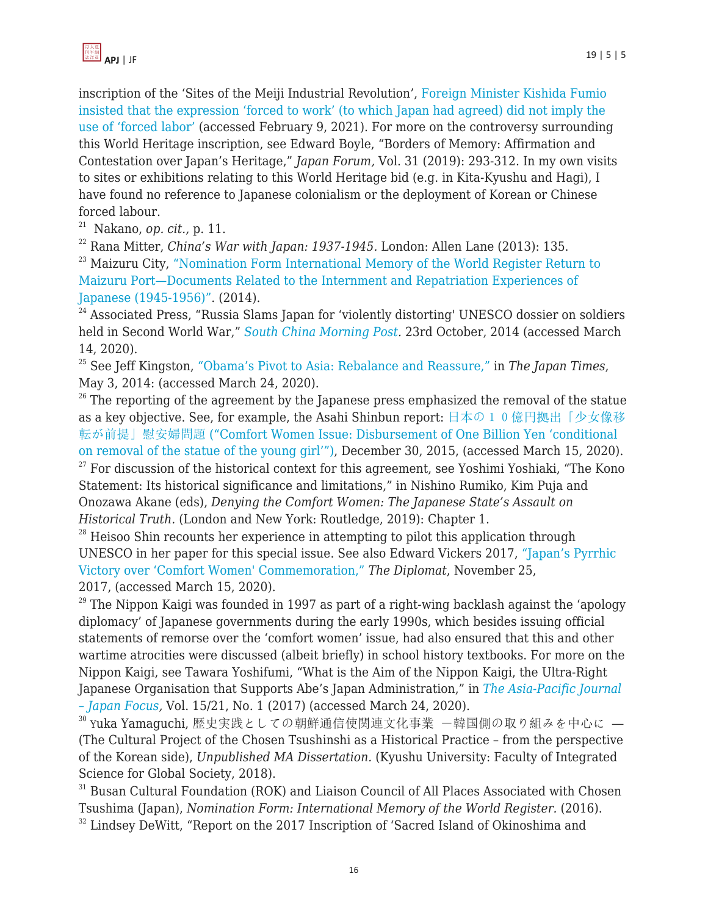inscription of the 'Sites of the Meiji Industrial Revolution', Foreign Minister Kishida Fumio insisted that the expression 'forced to work' (to which Japan had agreed) did not imply the use of 'forced labor' (accessed February 9, 2021). For more on the controversy surrounding this World Heritage inscription, see Edward Boyle, "Borders of Memory: Affirmation and Contestation over Japan's Heritage," *Japan Forum,* Vol. 31 (2019): 293-312. In my own visits to sites or exhibitions relating to this World Heritage bid (e.g. in Kita-Kyushu and Hagi), I have found no reference to Japanese colonialism or the deployment of Korean or Chinese forced labour.

[21] Nakano, *op. cit.,* p. 11.

[22] Rana Mitter, *China's War with Japan: 1937-1945*. London: Allen Lane (2013): 135.

[23] Maizuru City, "Nomination Form International Memory of the World Register Return to Maizuru Port—Documents Related to the Internment and Repatriation Experiences of Japanese (1945-1956)". (2014).

[24] Associated Press, "Russia Slams Japan for 'violently distorting' UNESCO dossier on soldiers held in Second World War," *South China Morning Post.* 23rd October, 2014 (accessed March 14, 2020).

[25] See Jeff Kingston, "Obama's Pivot to Asia: Rebalance and Reassure," in *The Japan Times*, May 3, 2014: (accessed March 24, 2020).

[26] The reporting of the agreement by the Japanese press emphasized the removal of the statue as a key objective. See, for example, the Asahi Shinbun report: 日本の１０億円拠出「少女像移転が前提」慰安婦問題 ("Comfort Women Issue: Disbursement of One Billion Yen 'conditional on removal of the statue of the young girl'"), December 30, 2015, (accessed March 15, 2020).

[27] For discussion of the historical context for this agreement, see Yoshimi Yoshiaki, "The Kono Statement: Its historical significance and limitations," in Nishino Rumiko, Kim Puja and Onozawa Akane (eds), *Denying the Comfort Women: The Japanese State's Assault on Historical Truth.* (London and New York: Routledge, 2019): Chapter 1.

[28] Heisoo Shin recounts her experience in attempting to pilot this application through UNESCO in her paper for this special issue. See also Edward Vickers 2017, "Japan's Pyrrhic Victory over 'Comfort Women' Commemoration," *The Diplomat*, November 25, 2017, (accessed March 15, 2020).

[29] The Nippon Kaigi was founded in 1997 as part of a right-wing backlash against the 'apology diplomacy' of Japanese governments during the early 1990s, which besides issuing official statements of remorse over the 'comfort women' issue, had also ensured that this and other wartime atrocities were discussed (albeit briefly) in school history textbooks. For more on the Nippon Kaigi, see Tawara Yoshifumi, "What is the Aim of the Nippon Kaigi, the Ultra-Right Japanese Organisation that Supports Abe's Japan Administration," in *The Asia-Pacific Journal – Japan Focus*, Vol. 15/21, No. 1 (2017) (accessed March 24, 2020).

[30] Yuka Yamaguchi, 歴史実践としての朝鮮通信使関連文化事業 ―韓国側の取り組みを中心に — (The Cultural Project of the Chosen Tsushinshi as a Historical Practice – from the perspective of the Korean side), *Unpublished MA Dissertation.* (Kyushu University: Faculty of Integrated Science for Global Society, 2018).

[31] Busan Cultural Foundation (ROK) and Liaison Council of All Places Associated with Chosen Tsushima (Japan), *Nomination Form: International Memory of the World Register.* (2016).

[32] Lindsey DeWitt, "Report on the 2017 Inscription of 'Sacred Island of Okinoshima and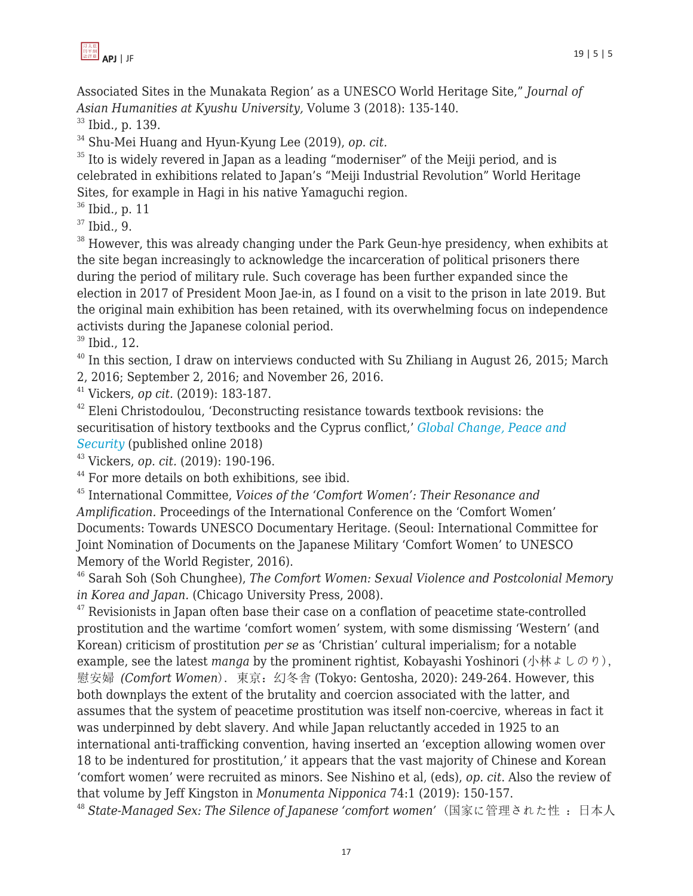Associated Sites in the Munakata Region' as a UNESCO World Heritage Site," *Journal of Asian Humanities at Kyushu University,* Volume 3 (2018): 135-140.

[33] Ibid., p. 139.

[34] Shu-Mei Huang and Hyun-Kyung Lee (2019), *op. cit.*

[35] Ito is widely revered in Japan as a leading "moderniser" of the Meiji period, and is celebrated in exhibitions related to Japan's "Meiji Industrial Revolution" World Heritage Sites, for example in Hagi in his native Yamaguchi region.

[36] Ibid., p. 11

[37] Ibid., 9.

[38] However, this was already changing under the Park Geun-hye presidency, when exhibits at the site began increasingly to acknowledge the incarceration of political prisoners there during the period of military rule. Such coverage has been further expanded since the election in 2017 of President Moon Jae-in, as I found on a visit to the prison in late 2019. But the original main exhibition has been retained, with its overwhelming focus on independence activists during the Japanese colonial period.

[39] Ibid., 12.

[40] In this section, I draw on interviews conducted with Su Zhiliang in August 26, 2015; March 2, 2016; September 2, 2016; and November 26, 2016.

[41] Vickers, *op cit.* (2019): 183-187.

[42] Eleni Christodoulou, 'Deconstructing resistance towards textbook revisions: the securitisation of history textbooks and the Cyprus conflict,' *Global Change, Peace and Security* (published online 2018)

[43] Vickers, *op. cit.* (2019): 190-196.

[44] For more details on both exhibitions, see ibid.

[45] International Committee, *Voices of the 'Comfort Women': Their Resonance and Amplification.* Proceedings of the International Conference on the 'Comfort Women' Documents: Towards UNESCO Documentary Heritage. (Seoul: International Committee for Joint Nomination of Documents on the Japanese Military 'Comfort Women' to UNESCO Memory of the World Register, 2016).

[46] Sarah Soh (Soh Chunghee), *The Comfort Women: Sexual Violence and Postcolonial Memory in Korea and Japan.* (Chicago University Press, 2008).

[47] Revisionists in Japan often base their case on a conflation of peacetime state-controlled prostitution and the wartime 'comfort women' system, with some dismissing 'Western' (and Korean) criticism of prostitution *per se* as 'Christian' cultural imperialism; for a notable example, see the latest *manga* by the prominent rightist, Kobayashi Yoshinori (小林よしのり), 慰安婦 *(Comfort Women)*．東京：幻冬舎 (Tokyo: Gentosha, 2020): 249-264. However, this both downplays the extent of the brutality and coercion associated with the latter, and assumes that the system of peacetime prostitution was itself non-coercive, whereas in fact it was underpinned by debt slavery. And while Japan reluctantly acceded in 1925 to an international anti-trafficking convention, having inserted an 'exception allowing women over 18 to be indentured for prostitution,' it appears that the vast majority of Chinese and Korean 'comfort women' were recruited as minors. See Nishino et al, (eds), *op. cit.* Also the review of that volume by Jeff Kingston in *Monumenta Nipponica* 74:1 (2019): 150-157.

[48] *State-Managed Sex: The Silence of Japanese 'comfort women'*（国家に管理された性 ：日本人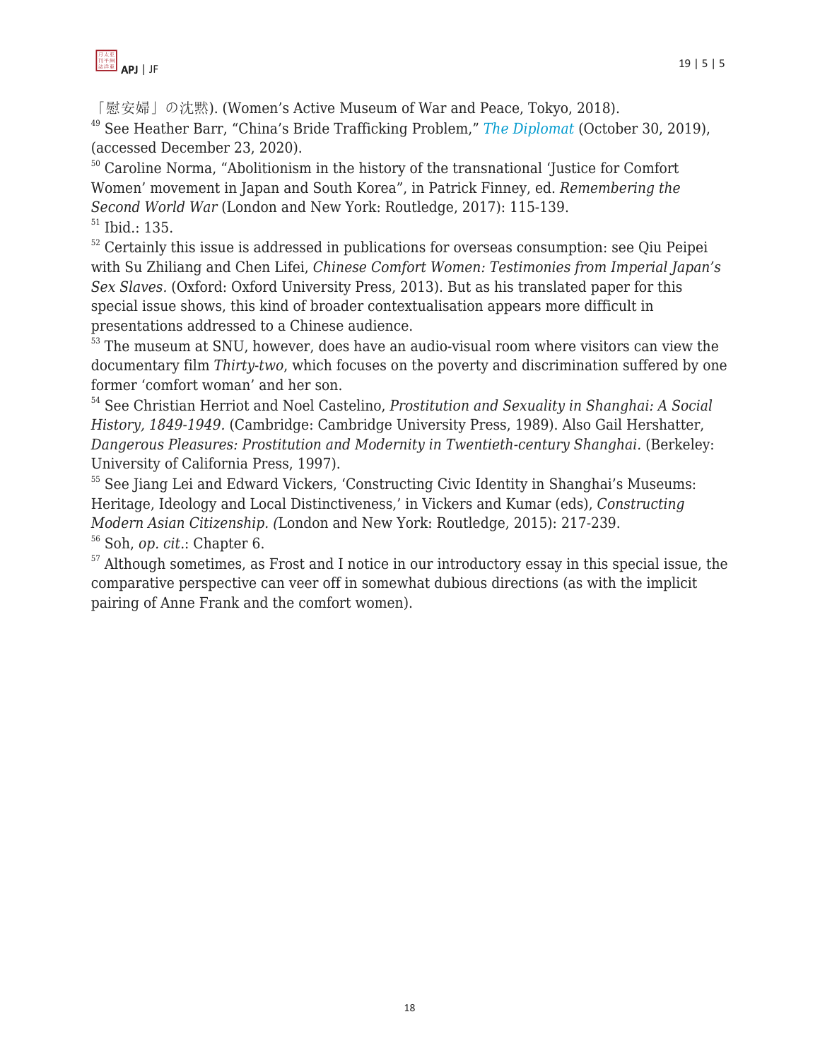「慰安婦」の沈黙). (Women's Active Museum of War and Peace, Tokyo, 2018).

[49] See Heather Barr, "China's Bride Trafficking Problem," *The Diplomat* (October 30, 2019), (accessed December 23, 2020).

[50] Caroline Norma, "Abolitionism in the history of the transnational 'Justice for Comfort Women' movement in Japan and South Korea", in Patrick Finney, ed. *Remembering the Second World War* (London and New York: Routledge, 2017): 115-139.

[51] Ibid.: 135.

[52] Certainly this issue is addressed in publications for overseas consumption: see Qiu Peipei with Su Zhiliang and Chen Lifei, *Chinese Comfort Women: Testimonies from Imperial Japan's Sex Slaves.* (Oxford: Oxford University Press, 2013). But as his translated paper for this special issue shows, this kind of broader contextualisation appears more difficult in presentations addressed to a Chinese audience.

[53] The museum at SNU, however, does have an audio-visual room where visitors can view the documentary film *Thirty-two*, which focuses on the poverty and discrimination suffered by one former 'comfort woman' and her son.

[54] See Christian Herriot and Noel Castelino, *Prostitution and Sexuality in Shanghai: A Social History, 1849-1949.* (Cambridge: Cambridge University Press, 1989). Also Gail Hershatter, *Dangerous Pleasures: Prostitution and Modernity in Twentieth-century Shanghai.* (Berkeley: University of California Press, 1997).

[55] See Jiang Lei and Edward Vickers, 'Constructing Civic Identity in Shanghai's Museums: Heritage, Ideology and Local Distinctiveness,' in Vickers and Kumar (eds), *Constructing Modern Asian Citizenship.* (London and New York: Routledge, 2015): 217-239.

[56] Soh, *op. cit.*: Chapter 6.

[57] Although sometimes, as Frost and I notice in our introductory essay in this special issue, the comparative perspective can veer off in somewhat dubious directions (as with the implicit pairing of Anne Frank and the comfort women).